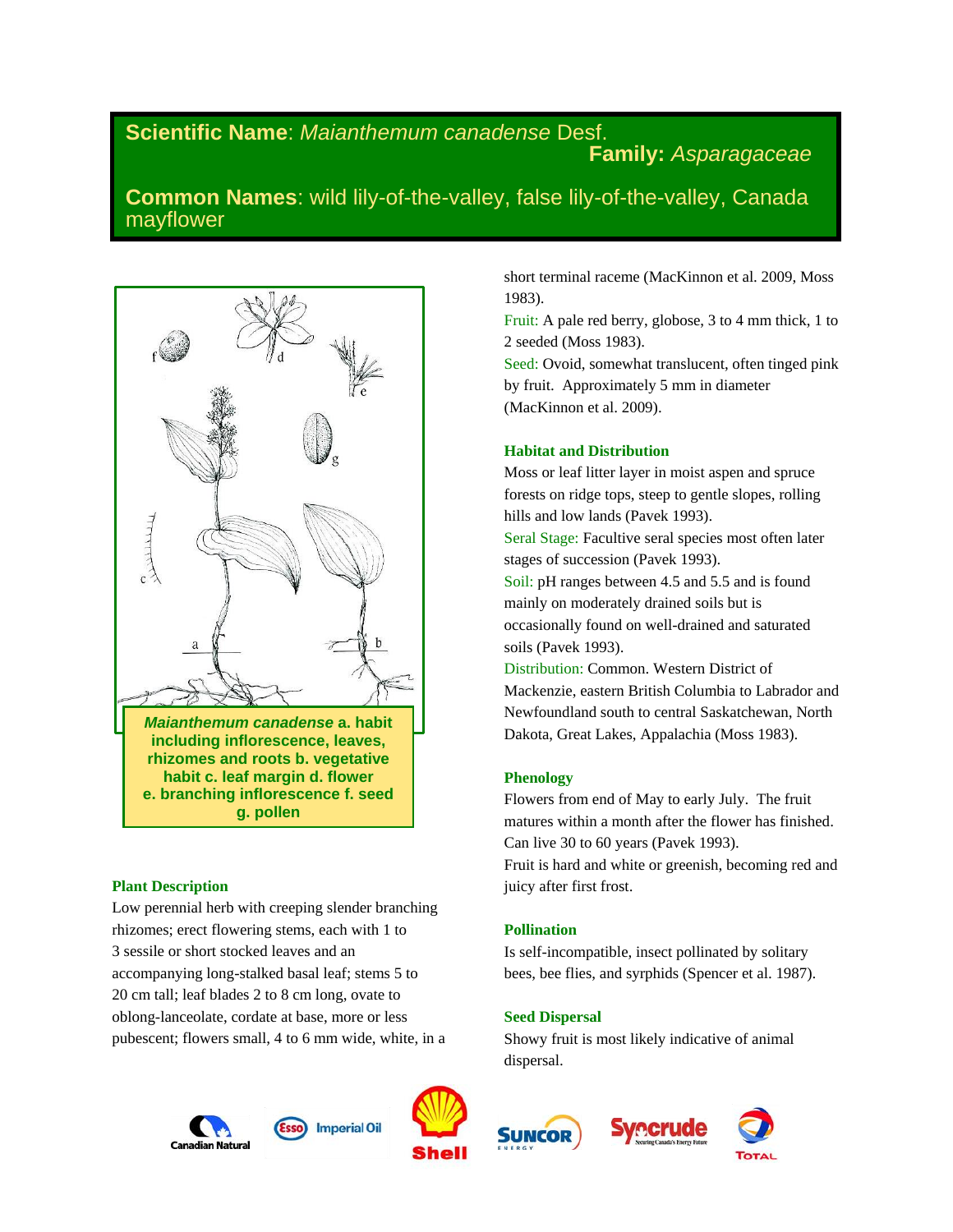**Scientific Name**: *Maianthemum canadense* Desf.
**Family:** *Asparagaceae*

**Common Names**: wild lily-of-the-valley, false lily-of-the-valley, Canada mayflower

***Maianthemum canadense*** **a. habit including inflorescence, leaves, rhizomes and roots b. vegetative habit c. leaf margin d. flower e. branching inflorescence f. seed g. pollen**

## Plant Description

Low perennial herb with creeping slender branching rhizomes; erect flowering stems, each with 1 to 3 sessile or short stocked leaves and an accompanying long-stalked basal leaf; stems 5 to 20 cm tall; leaf blades 2 to 8 cm long, ovate to oblong-lanceolate, cordate at base, more or less pubescent; flowers small, 4 to 6 mm wide, white, in a short terminal raceme (MacKinnon et al. 2009, Moss 1983).

Fruit: A pale red berry, globose, 3 to 4 mm thick, 1 to 2 seeded (Moss 1983).

Seed: Ovoid, somewhat translucent, often tinged pink by fruit. Approximately 5 mm in diameter (MacKinnon et al. 2009).

## Habitat and Distribution

Moss or leaf litter layer in moist aspen and spruce forests on ridge tops, steep to gentle slopes, rolling hills and low lands (Pavek 1993).

Seral Stage: Facultive seral species most often later stages of succession (Pavek 1993).

Soil: pH ranges between 4.5 and 5.5 and is found mainly on moderately drained soils but is occasionally found on well-drained and saturated soils (Pavek 1993).

Distribution: Common. Western District of Mackenzie, eastern British Columbia to Labrador and Newfoundland south to central Saskatchewan, North Dakota, Great Lakes, Appalachia (Moss 1983).

## Phenology

Flowers from end of May to early July. The fruit matures within a month after the flower has finished. Can live 30 to 60 years (Pavek 1993).

Fruit is hard and white or greenish, becoming red and juicy after first frost.

## Pollination

Is self-incompatible, insect pollinated by solitary bees, bee flies, and syrphids (Spencer et al. 1987).

## Seed Dispersal

Showy fruit is most likely indicative of animal dispersal.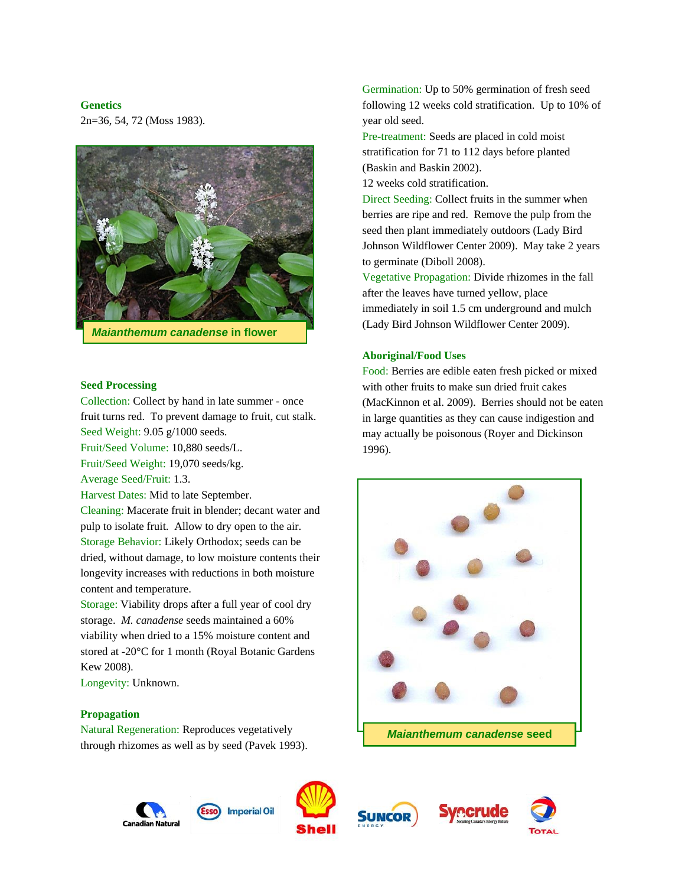### Genetics

2n=36, 54, 72 (Moss 1983).

***Maianthemum canadense* in flower**

### Seed Processing

Collection: Collect by hand in late summer - once fruit turns red. To prevent damage to fruit, cut stalk.
Seed Weight: 9.05 g/1000 seeds.
Fruit/Seed Volume: 10,880 seeds/L.
Fruit/Seed Weight: 19,070 seeds/kg.
Average Seed/Fruit: 1.3.
Harvest Dates: Mid to late September.
Cleaning: Macerate fruit in blender; decant water and pulp to isolate fruit. Allow to dry open to the air.
Storage Behavior: Likely Orthodox; seeds can be dried, without damage, to low moisture contents their longevity increases with reductions in both moisture content and temperature.
Storage: Viability drops after a full year of cool dry storage. *M. canadense* seeds maintained a 60% viability when dried to a 15% moisture content and stored at -20°C for 1 month (Royal Botanic Gardens Kew 2008).
Longevity: Unknown.

### Propagation

Natural Regeneration: Reproduces vegetatively through rhizomes as well as by seed (Pavek 1993).
Germination: Up to 50% germination of fresh seed following 12 weeks cold stratification. Up to 10% of year old seed.
Pre-treatment: Seeds are placed in cold moist stratification for 71 to 112 days before planted (Baskin and Baskin 2002).
12 weeks cold stratification.
Direct Seeding: Collect fruits in the summer when berries are ripe and red. Remove the pulp from the seed then plant immediately outdoors (Lady Bird Johnson Wildflower Center 2009). May take 2 years to germinate (Diboll 2008).
Vegetative Propagation: Divide rhizomes in the fall after the leaves have turned yellow, place immediately in soil 1.5 cm underground and mulch (Lady Bird Johnson Wildflower Center 2009).

### Aboriginal/Food Uses

Food: Berries are edible eaten fresh picked or mixed with other fruits to make sun dried fruit cakes (MacKinnon et al. 2009). Berries should not be eaten in large quantities as they can cause indigestion and may actually be poisonous (Royer and Dickinson 1996).

***Maianthemum canadense* seed**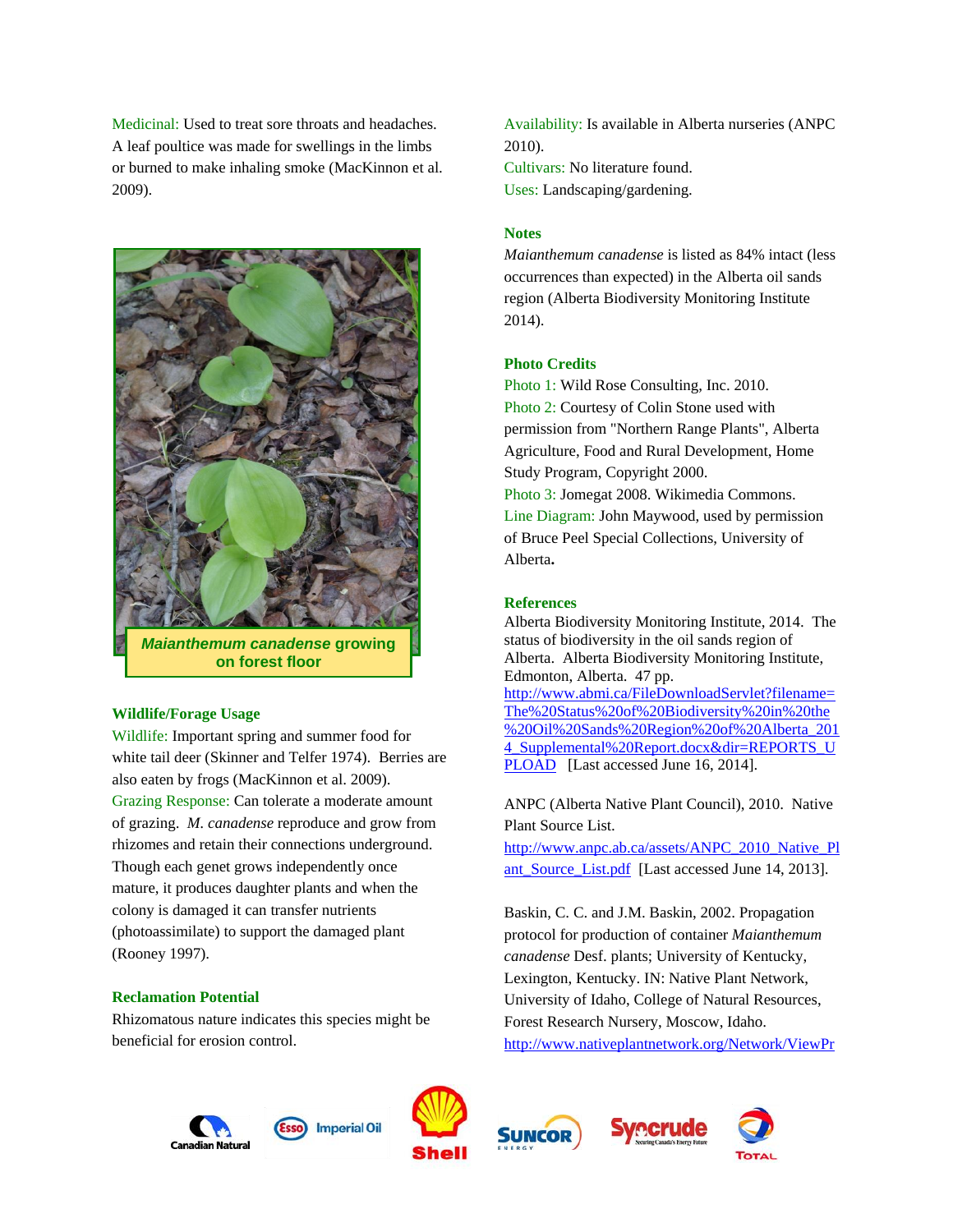Medicinal: Used to treat sore throats and headaches. A leaf poultice was made for swellings in the limbs or burned to make inhaling smoke (MacKinnon et al. 2009).

*Maianthemum canadense* growing on forest floor

### Wildlife/Forage Usage

Wildlife: Important spring and summer food for white tail deer (Skinner and Telfer 1974). Berries are also eaten by frogs (MacKinnon et al. 2009).

Grazing Response: Can tolerate a moderate amount of grazing. *M. canadense* reproduce and grow from rhizomes and retain their connections underground. Though each genet grows independently once mature, it produces daughter plants and when the colony is damaged it can transfer nutrients (photoassimilate) to support the damaged plant (Rooney 1997).

### Reclamation Potential

Rhizomatous nature indicates this species might be beneficial for erosion control.

Availability: Is available in Alberta nurseries (ANPC 2010).

Cultivars: No literature found.

Uses: Landscaping/gardening.

### Notes

*Maianthemum canadense* is listed as 84% intact (less occurrences than expected) in the Alberta oil sands region (Alberta Biodiversity Monitoring Institute 2014).

### Photo Credits

Photo 1: Wild Rose Consulting, Inc. 2010.

Photo 2: Courtesy of Colin Stone used with permission from "Northern Range Plants", Alberta Agriculture, Food and Rural Development, Home Study Program, Copyright 2000.

Photo 3: Jomegat 2008. Wikimedia Commons.

Line Diagram: John Maywood, used by permission of Bruce Peel Special Collections, University of Alberta**.**

### References

Alberta Biodiversity Monitoring Institute, 2014. The status of biodiversity in the oil sands region of Alberta. Alberta Biodiversity Monitoring Institute, Edmonton, Alberta. 47 pp. http://www.abmi.ca/FileDownloadServlet?filename=The%20Status%20of%20Biodiversity%20in%20the%20Oil%20Sands%20Region%20of%20Alberta_2014_Supplemental%20Report.docx&dir=REPORTS_UPLOAD [Last accessed June 16, 2014].

ANPC (Alberta Native Plant Council), 2010. Native Plant Source List. http://www.anpc.ab.ca/assets/ANPC_2010_Native_Plant_Source_List.pdf [Last accessed June 14, 2013].

Baskin, C. C. and J.M. Baskin, 2002. Propagation protocol for production of container *Maianthemum canadense* Desf. plants; University of Kentucky, Lexington, Kentucky. IN: Native Plant Network, University of Idaho, College of Natural Resources, Forest Research Nursery, Moscow, Idaho. http://www.nativeplantnetwork.org/Network/ViewPr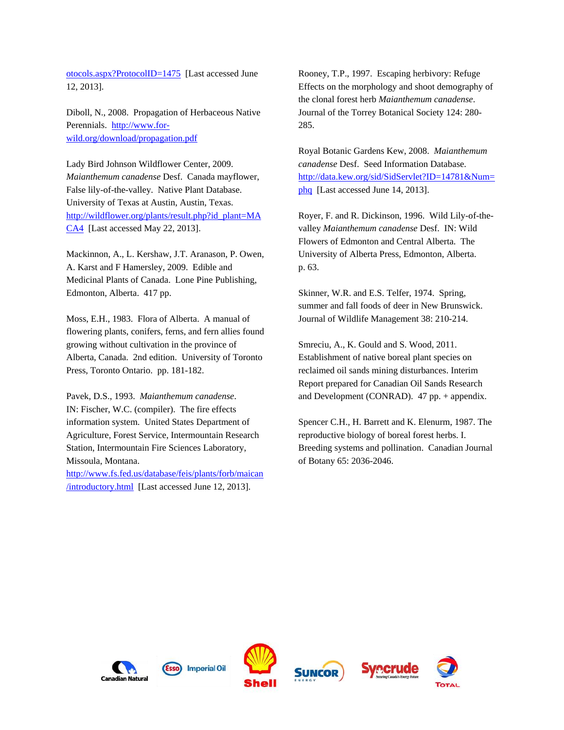otocols.aspx?ProtocolID=1475 [Last accessed June 12, 2013].

Diboll, N., 2008. Propagation of Herbaceous Native Perennials. http://www.for-wild.org/download/propagation.pdf

Lady Bird Johnson Wildflower Center, 2009. *Maianthemum canadense* Desf. Canada mayflower, False lily-of-the-valley. Native Plant Database. University of Texas at Austin, Austin, Texas. http://wildflower.org/plants/result.php?id_plant=MACA4 [Last accessed May 22, 2013].

Mackinnon, A., L. Kershaw, J.T. Aranason, P. Owen, A. Karst and F Hamersley, 2009. Edible and Medicinal Plants of Canada. Lone Pine Publishing, Edmonton, Alberta. 417 pp.

Moss, E.H., 1983. Flora of Alberta. A manual of flowering plants, conifers, ferns, and fern allies found growing without cultivation in the province of Alberta, Canada. 2nd edition. University of Toronto Press, Toronto Ontario. pp. 181-182.

Pavek, D.S., 1993. *Maianthemum canadense*. IN: Fischer, W.C. (compiler). The fire effects information system. United States Department of Agriculture, Forest Service, Intermountain Research Station, Intermountain Fire Sciences Laboratory, Missoula, Montana. http://www.fs.fed.us/database/feis/plants/forb/maican/introductory.html [Last accessed June 12, 2013].

Rooney, T.P., 1997. Escaping herbivory: Refuge Effects on the morphology and shoot demography of the clonal forest herb *Maianthemum canadense*. Journal of the Torrey Botanical Society 124: 280-285.

Royal Botanic Gardens Kew, 2008. *Maianthemum canadense* Desf. Seed Information Database. http://data.kew.org/sid/SidServlet?ID=14781&Num=phq [Last accessed June 14, 2013].

Royer, F. and R. Dickinson, 1996. Wild Lily-of-the-valley *Maianthemum canadense* Desf. IN: Wild Flowers of Edmonton and Central Alberta. The University of Alberta Press, Edmonton, Alberta. p. 63.

Skinner, W.R. and E.S. Telfer, 1974. Spring, summer and fall foods of deer in New Brunswick. Journal of Wildlife Management 38: 210-214.

Smreciu, A., K. Gould and S. Wood, 2011. Establishment of native boreal plant species on reclaimed oil sands mining disturbances. Interim Report prepared for Canadian Oil Sands Research and Development (CONRAD). 47 pp. + appendix.

Spencer C.H., H. Barrett and K. Elenurm, 1987. The reproductive biology of boreal forest herbs. I. Breeding systems and pollination. Canadian Journal of Botany 65: 2036-2046.